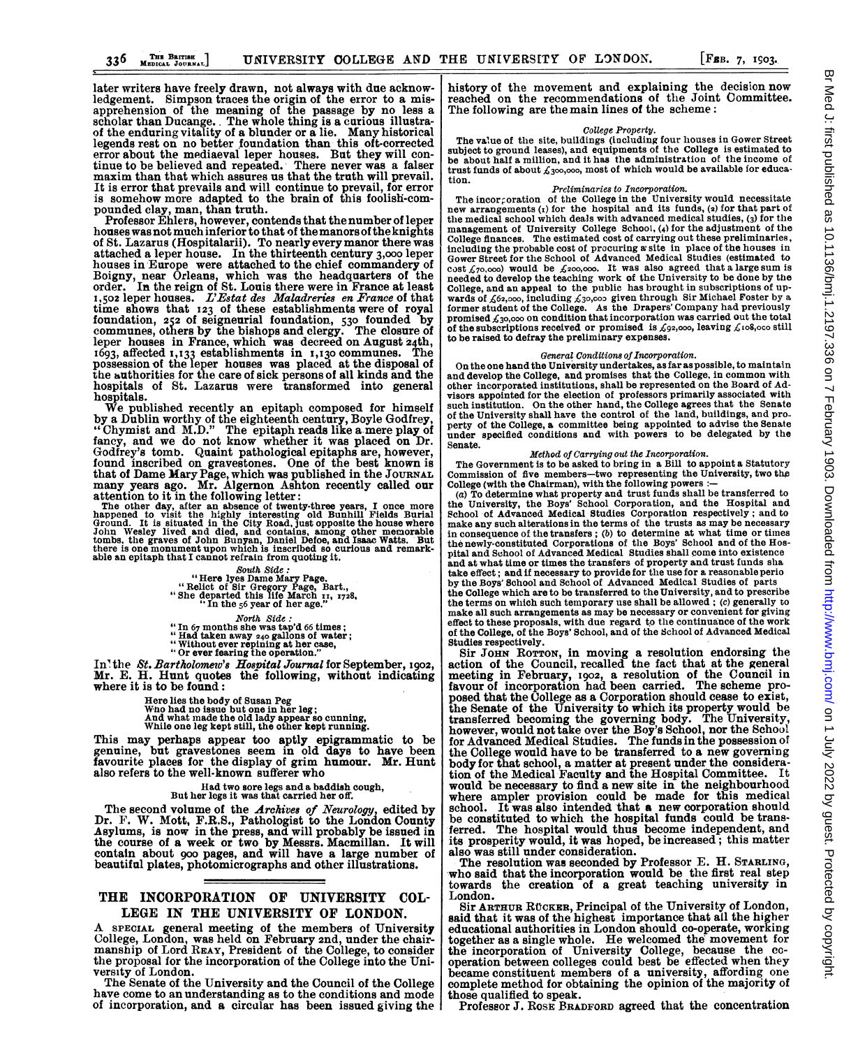later writers have freely drawn, not always with due acknowledgement. Simpson traces the origin of the error to a misapprehension of the meaning of the passage by no less a scholar than Ducange. The whole thing is a curious illustration of the enduring vitality of a blunder or a lie. Many historical legends rest on no better foundation than this oft-corrected error about the mediaeval leper houses. But they will continue to be believed and repeated. There never was a falser maxim than that which assures us that the truth will prevail. It is error that prevails and will continue to prevail, for error is somehow more adapted to the brain of this foolish-compounded clay, man, than truth.

Professor Ehlers, however, contends that the number of leper houses was not much inferior to that of the manors of the knights of St. Lazarus (Hospitalarii). To nearly every manor there was attached a leper house. In the thirteenth century 3,000 leper houses in Europe were attached to the chief commandery of Boigny, near Orleans, which was the headquarters of the order. In the reign of St. Louis there were in France at least 1,502 leper houses. *L'Estat des Maladreries en France* of that time shows that 123 of these establishments were of royal foundation, 252 of seigneurial foundation, 530 founded by communes, others by the bishops and clergy. The closure of leper houses in France, which was decreed on August 24th, 1693, affected 1,133 establishments in 1,130 communes. The possession of the leper houses was placed at the disposal of the authorities for the care of sick persons of all kinds and the hospitals of St. Lazarus were transformed into general hospitals.

We published recently an epitaph composed for himself by a Dublin worthy of the eighteenth century, Boyle Godfrey, "Chymist and M.D." The epitaph reads like a mere play of fancy, and we do not know whether it was placed on Dr. Godfrey's tomb. Quaint pathological epitaphs are, however, found inscribed on gravestones. One of the best known is that of Dame Mary Page, which was published in the JOURNAL many years ago. Mr. Algernon Ashton recently called our attention to it in the following letter:

The other day, after an absence of twenty-three years, I once more happened to visit the highly interesting old Bunhill Fields Burial Ground. It is situated in the City Road, just opposite the house where John Wesley lived and died, and contains, among other memorable tombs, the graves of John Bunyan, Daniel Defoe, and Isaac Watts. But there is one monument upon which is inscribed so curious and remarkable an epitaph that I cannot refrain from quoting it.

*South Side:*
"Here lyes Dame Mary Page,
"Relict of Sir Gregory Page, Bart.,
"She departed this life March 11, 1728,
"In the 56 year of her age."

*North Side:*
"In 67 months she was tap'd 66 times;
"Had taken away 240 gallons of water;
"Without ever repining at her case,
"Or ever fearing the operation."

In the *St. Bartholomew's Hospital Journal* for September, 1902, Mr. E. H. Hunt quotes the following, without indicating where it is to be found:

Here lies the body of Susan Peg
Who had no issue but one in her leg;
And what made the old lady appear so cunning,
While one leg kept still, the other kept running.

This may perhaps appear too aptly epigrammatic to be genuine, but gravestones seem in old days to have been favourite places for the display of grim humour. Mr. Hunt also refers to the well-known sufferer who

Had two sore legs and a baddish cough,
But her legs it was that carried her off.

The second volume of the *Archives of Neurology*, edited by Dr. F. W. Mott, F.R.S., Pathologist to the London County Asylums, is now in the press, and will probably be issued in the course of a week or two by Messrs. Macmillan. It will contain about 900 pages, and will have a large number of beautiful plates, photomicrographs and other illustrations.

## THE INCORPORATION OF UNIVERSITY COLLEGE IN THE UNIVERSITY OF LONDON.

A SPECIAL general meeting of the members of University College, London, was held on February 2nd, under the chairmanship of Lord REAY, President of the College, to consider the proposal for the incorporation of the College into the University of London.

The Senate of the University and the Council of the College have come to an understanding as to the conditions and mode of incorporation, and a circular has been issued giving the history of the movement and explaining the decision now reached on the recommendations of the Joint Committee. The following are the main lines of the scheme:

*College Property.*

The value of the site, buildings (including four houses in Gower Street subject to ground leases), and equipments of the College is estimated to be about half a million, and it has the administration of the income of trust funds of about £300,000, most of which would be available for education.

*Preliminaries to Incorporation.*

The incorporation of the College in the University would necessitate new arrangements (1) for the hospital and its funds, (2) for that part of the medical school which deals with advanced medical studies, (3) for the management of University College School, (4) for the adjustment of the College finances. The estimated cost of carrying out these preliminaries, including the probable cost of procuring a site in place of the houses in Gower Street for the School of Advanced Medical Studies (estimated to cost £70,000) would be £200,000. It was also agreed that a large sum is needed to develop the teaching work of the University to be done by the College, and an appeal to the public has brought in subscriptions of upwards of £62,000, including £30,000 given through Sir Michael Foster by a former student of the College. As the Drapers' Company had previously promised £30,000 on condition that incorporation was carried out the total of the subscriptions received or promised is £92,000, leaving £108,000 still to be raised to defray the preliminary expenses.

*General Conditions of Incorporation.*

On the one hand the University undertakes, as far as possible, to maintain and develop the College, and promises that the College, in common with other incorporated institutions, shall be represented on the Board of Advisors appointed for the election of professors primarily associated with such institution. On the other hand, the College agrees that the Senate of the University shall have the control of the land, buildings, and property of the College, a committee being appointed to advise the Senate under specified conditions and with powers to be delegated by the Senate.

*Method of Carrying out the Incorporation.*

The Government is to be asked to bring in a Bill to appoint a Statutory Commission of five members—two representing the University, two the College (with the Chairman), with the following powers:—

(*a*) To determine what property and trust funds shall be transferred to the University, the Boys' School Corporation, and the Hospital and School of Advanced Medical Studies Corporation respectively; and to make any such alterations in the terms of the trusts as may be necessary in consequence of the transfers; (*b*) to determine at what time or times the newly-constituted Corporations of the Boys' School and of the Hospital and School of Advanced Medical Studies shall come into existence and at what time or times the transfers of property and trust funds sha take effect; and if necessary to provide for the use for a reasonable perio by the Boys' School and School of Advanced Medical Studies of parts the College which are to be transferred to the University, and to prescribe the terms on which such temporary use shall be allowed; (*c*) generally to make all such arrangements as may be necessary or convenient for giving effect to these proposals, with due regard to the continuance of the work of the College, of the Boys' School, and of the School of Advanced Medical Studies respectively.

Sir JOHN ROTTON, in moving a resolution endorsing the action of the Council, recalled the fact that at the general meeting in February, 1902, a resolution of the Council in favour of incorporation had been carried. The scheme proposed that the College as a Corporation should cease to exist, the Senate of the University to which its property would be transferred becoming the governing body. The University, however, would not take over the Boy's School, nor the School for Advanced Medical Studies. The funds in the possession of the College would have to be transferred to a new governing body for that school, a matter at present under the consideration of the Medical Faculty and the Hospital Committee. It would be necessary to find a new site in the neighbourhood where ampler provision could be made for this medical school. It was also intended that a new corporation should be constituted to which the hospital funds could be transferred. The hospital would thus become independent, and its prosperity would, it was hoped, be increased; this matter also was still under consideration.

The resolution was seconded by Professor E. H. STARLING, who said that the incorporation would be the first real step towards the creation of a great teaching university in London.

Sir ARTHUR RÜCKER, Principal of the University of London, said that it was of the highest importance that all the higher educational authorities in London should co-operate, working together as a single whole. He welcomed the movement for the incorporation of University College, because the co-operation between colleges could best be effected when they became constituent members of a university, affording one complete method for obtaining the opinion of the majority of those qualified to speak.

Professor J. ROSE BRADFORD agreed that the concentration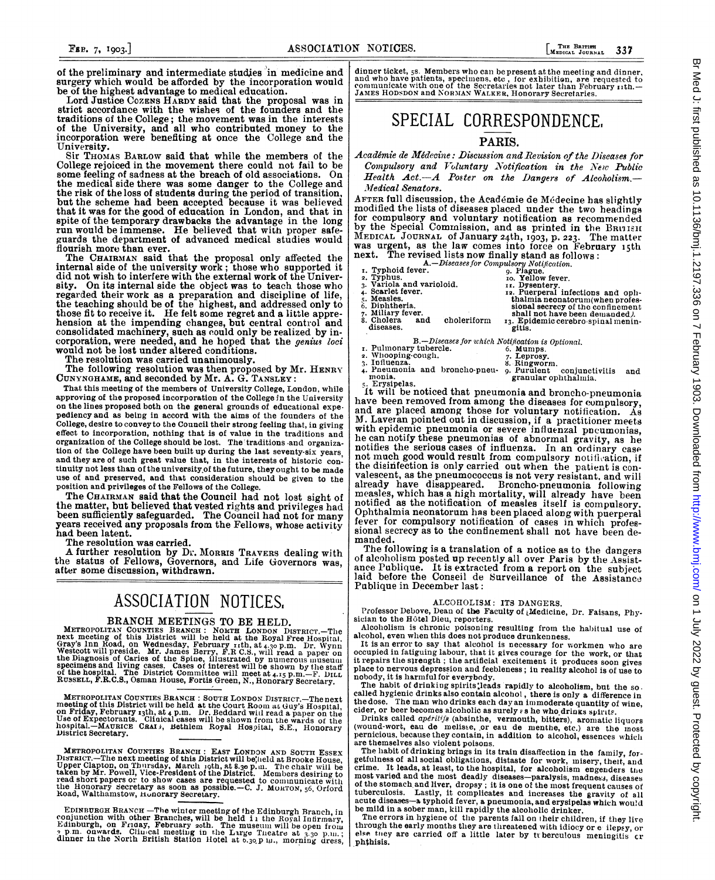of the preliminary and intermediate studies in medicine and surgery which would be afforded by the incorporation would be of the highest advantage to medical education.

Lord Justice COZENS HARDY said that the proposal was in strict accordance with the wishes of the founders and the traditions of the College; the movement was in the interests of the University, and all who contributed money to the incorporation were benefiting at once the College and the University.

Sir THOMAS BARLOW said that while the members of the College rejoiced in the movement there could not fail to be some feeling of sadness at the breach of old associations. On the medical side there was some danger to the College and the risk of the loss of students during the period of transition, but the scheme had been accepted because it was believed that it was for the good of education in London, and that in spite of the temporary drawbacks the advantage in the long run would be immense. He believed that with proper safeguards the department of advanced medical studies would flourish more than ever.

The CHAIRMAN said that the proposal only affected the internal side of the university work; those who supported it did not wish to interfere with the external work of the University. On its internal side the object was to teach those who regarded their work as a preparation and discipline of life, the teaching should be of the highest, and addressed only to those fit to receive it. He felt some regret and a little apprehension at the impending changes, but central control and consolidated machinery, such as could only be realized by incorporation, were needed, and he hoped that the *genius loci* would not be lost under altered conditions.

The resolution was carried unanimously.

The following resolution was then proposed by Mr. HENRY CUNYNGHAME, and seconded by Mr. A. G. TANSLEY:

That this meeting of the members of University College, London, while approving of the proposed incorporation of the College in the University on the lines proposed both on the general grounds of educational expediency and as being in accord with the aims of the founders of the College, desire to convey to the Council their strong feeling that, in giving effect to incorporation, nothing that is of value in the traditions and organization of the College should be lost. The traditions and organization of the College have been built up during the last seventy-six years, and they are of such great value that, in the interests of historic continuity not less than of the university of the future, they ought to be made use of and preserved, and that consideration should be given to the position and privileges of the Fellows of the College.

The CHAIRMAN said that the Council had not lost sight of the matter, but believed that vested rights and privileges had been sufficiently safeguarded. The Council had not for many years received any proposals from the Fellows, whose activity had been latent.

The resolution was carried.

A further resolution by Dr. MORRIS TRAVERS dealing with the status of Fellows, Governors, and Life Governors was, after some discussion, withdrawn.

# ASSOCIATION NOTICES.

## BRANCH MEETINGS TO BE HELD.

METROPOLITAN COUNTIES BRANCH: NORTH LONDON DISTRICT.—The next meeting of this District will be held at the Royal Free Hospital, Gray's Inn Road, on Wednesday, February 11th, at 4.30 p.m. Dr. Wynn Westcott will preside. Mr. James Berry, F.R.C.S., will read a paper on the Diagnosis of Caries of the Spine, illustrated by numerous museum specimens and living cases. Cases of interest will be shown by the staff of the hospital. The District Committee will meet at 4.15 p.m.—F. DILL RUSSELL, F.R.C.S., Osman House, Fortis Green, N., Honorary Secretary.

METROPOLITAN COUNTIES BRANCH: SOUTH LONDON DISTRICT.—The next meeting of this District will be held at the Court Room at Guy's Hospital, on Friday, February 13th, at 4 p.m. Dr. Beddard will read a paper on the Use of Expectorants. Clinical cases will be shown from the wards of the hospital.—MAURICE CRAIG, Bethlem Royal Hospital, S.E., Honorary District Secretary.

METROPOLITAN COUNTIES BRANCH: EAST LONDON AND SOUTH ESSEX DISTRICT.—The next meeting of this District will be held at Brooke House, Upper Clapton, on Thursday, March 19th, at 8.30 p.m. The chair will be taken by Mr. Powell, Vice-President of the District. Members desiring to read short papers or to show cases are requested to communicate with the Honorary Secretary as soon as possible.—C. J. MORTON, 56, Orford Road, Walthamstow, Honorary Secretary.

EDINBURGH BRANCH.—The winter meeting of the Edinburgh Branch, in conjunction with other Branches, will be held in the Royal Infirmary, Edinburgh, on Friday, February 20th. The museum will be open from 2 p.m. onwards. Clinical meeting in the Large Theatre at 3.30 p.m.; dinner in the North British Station Hotel at 6.30 p.m., morning dress, dinner ticket, 5s. Members who can be present at the meeting and dinner, and who have patients, specimens, etc., for exhibition, are requested to communicate with one of the Secretaries not later than February 11th.—JAMES HODSDON and NORMAN WALKER, Honorary Secretaries.

# SPECIAL CORRESPONDENCE.

## PARIS.

*Académie de Médecine: Discussion and Revision of the Diseases for Compulsory and Voluntary Notification in the New Public Health Act.—A Poster on the Dangers of Alcoholism.—Medical Senators.*

AFTER full discussion, the Académie de Médecine has slightly modified the lists of diseases placed under the two headings for compulsory and voluntary notification as recommended by the Special Commission, and as printed in the BRITISH MEDICAL JOURNAL of January 24th, 1903, p. 223. The matter was urgent, as the law comes into force on February 15th next. The revised lists now finally stand as follows:

*A.—Diseases for Compulsory Notification.*

1. Typhoid fever.
2. Typhus.
3. Variola and varioloid.
4. Scarlet fever.
5. Measles.
6. Diphtheria.
7. Miliary fever.
8. Cholera and choleriform diseases.
9. Plague.
10. Yellow fever.
11. Dysentery.
12. Puerperal infections and ophthalmia neonatorum (when professional secrecy of the confinement shall not have been demanded).
13. Epidemic cerebro-spinal meningitis.

*B.—Diseases for which Notification is Optional.*

1. Pulmonary tubercle.
2. Whooping-cough.
3. Influenza.
4. Pneumonia and broncho-pneumonia.
5. Erysipelas.
6. Mumps.
7. Leprosy.
8. Ringworm.
9. Purulent conjunctivitis and granular ophthalmia.

It will be noticed that pneumonia and broncho-pneumonia have been removed from among the diseases for compulsory, and are placed among those for voluntary notification. As M. Laveran pointed out in discussion, if a practitioner meets with epidemic pneumonia or severe influenzal pneumonias, he can notify these pneumonias of abnormal gravity, as he notifies the serious cases of influenza. In an ordinary case not much good would result from compulsory notification, if the disinfection is only carried out when the patient is convalescent, as the pneumococcus is not very resistant, and will already have disappeared. Broncho-pneumonia following measles, which has a high mortality, will already have been notified as the notification of measles itself is compulsory. Ophthalmia neonatorum has been placed along with puerperal fever for compulsory notification of cases in which professional secrecy as to the confinement shall not have been demanded.

The following is a translation of a notice as to the dangers of alcoholism posted up recently all over Paris by the Assistance Publique. It is extracted from a report on the subject laid before the Conseil de Surveillance of the Assistance Publique in December last:

ALCOHOLISM: ITS DANGERS.

Professor Debove, Dean of the Faculty of Medicine, Dr. Faisans, Physician to the Hôtel Dieu, reporters.

Alcoholism is chronic poisoning resulting from the habitual use of alcohol, even when this does not produce drunkenness.

It is an error to say that alcohol is necessary for workmen who are occupied in fatiguing labour, that it gives courage for the work, or that it repairs the strength; the artificial excitement it produces soon gives place to nervous depression and feebleness; in reality alcohol is of use to nobody, it is harmful for everybody.

The habit of drinking spirits leads rapidly to alcoholism, but the so-called hygienic drinks also contain alcohol, there is only a difference in the dose. The man who drinks each day an immoderate quantity of wine, cider, or beer becomes alcoholic as surely as he who drinks spirits.

Drinks called *apéritifs* (absinthe, vermouth, bitters), aromatic liquors (wound-wort, eau de melisse, or eau de menthe, etc.) are the most pernicious, because they contain, in addition to alcohol, essences which are themselves also violent poisons.

The habit of drinking brings in its train disaffection in the family, forgetfulness of all social obligations, distaste for work, misery, theft, and crime. It leads, at least, to the hospital, for alcoholism engenders the most varied and the most deadly diseases—paralysis, madness, diseases of the stomach and liver, dropsy; it is one of the most frequent causes of tuberculosis. Lastly, it complicates and increases the gravity of all acute diseases—a typhoid fever, a pneumonia, and erysipelas which would be mild in a sober man, kill rapidly the alcoholic drinker.

The errors in hygiene of the parents fall on their children, if they live through the early months they are threatened with idiocy or epilepsy, or else they are carried off a little later by tuberculous meningitis or phthisis.